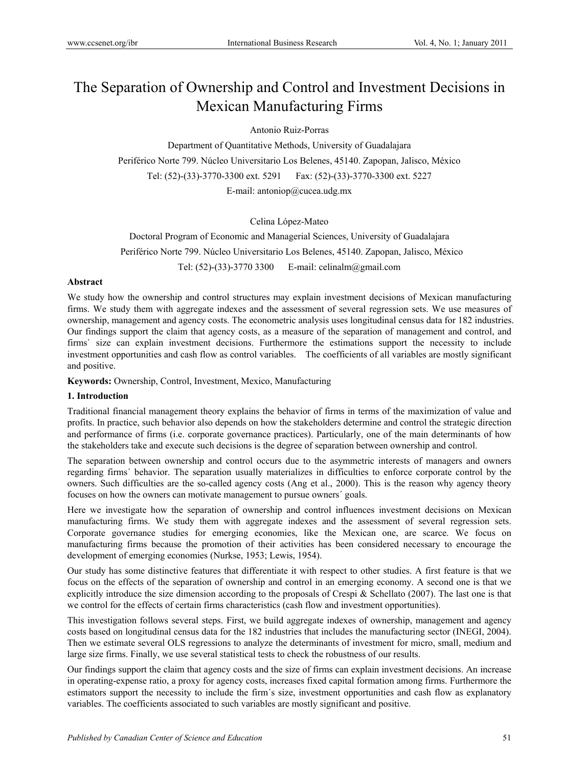# The Separation of Ownership and Control and Investment Decisions in Mexican Manufacturing Firms

Antonio Ruiz-Porras

Department of Quantitative Methods, University of Guadalajara

Periférico Norte 799. Núcleo Universitario Los Belenes, 45140. Zapopan, Jalisco, México

Tel: (52)-(33)-3770-3300 ext. 5291 Fax: (52)-(33)-3770-3300 ext. 5227

E-mail: antoniop@cucea.udg.mx

Celina López-Mateo

Doctoral Program of Economic and Managerial Sciences, University of Guadalajara

Periférico Norte 799. Núcleo Universitario Los Belenes, 45140. Zapopan, Jalisco, México

Tel: (52)-(33)-3770 3300 E-mail: celinalm@gmail.com

**Abstract**

We study how the ownership and control structures may explain investment decisions of Mexican manufacturing firms. We study them with aggregate indexes and the assessment of several regression sets. We use measures of ownership, management and agency costs. The econometric analysis uses longitudinal census data for 182 industries. Our findings support the claim that agency costs, as a measure of the separation of management and control, and firms` size can explain investment decisions. Furthermore the estimations support the necessity to include investment opportunities and cash flow as control variables. The coefficients of all variables are mostly significant and positive.

**Keywords:** Ownership, Control, Investment, Mexico, Manufacturing

## 1. Introduction

Traditional financial management theory explains the behavior of firms in terms of the maximization of value and profits. In practice, such behavior also depends on how the stakeholders determine and control the strategic direction and performance of firms (i.e. corporate governance practices). Particularly, one of the main determinants of how the stakeholders take and execute such decisions is the degree of separation between ownership and control.

The separation between ownership and control occurs due to the asymmetric interests of managers and owners regarding firms´ behavior. The separation usually materializes in difficulties to enforce corporate control by the owners. Such difficulties are the so-called agency costs (Ang et al., 2000). This is the reason why agency theory focuses on how the owners can motivate management to pursue owners´ goals.

Here we investigate how the separation of ownership and control influences investment decisions on Mexican manufacturing firms. We study them with aggregate indexes and the assessment of several regression sets. Corporate governance studies for emerging economies, like the Mexican one, are scarce. We focus on manufacturing firms because the promotion of their activities has been considered necessary to encourage the development of emerging economies (Nurkse, 1953; Lewis, 1954).

Our study has some distinctive features that differentiate it with respect to other studies. A first feature is that we focus on the effects of the separation of ownership and control in an emerging economy. A second one is that we explicitly introduce the size dimension according to the proposals of Crespi & Schellato (2007). The last one is that we control for the effects of certain firms characteristics (cash flow and investment opportunities).

This investigation follows several steps. First, we build aggregate indexes of ownership, management and agency costs based on longitudinal census data for the 182 industries that includes the manufacturing sector (INEGI, 2004). Then we estimate several OLS regressions to analyze the determinants of investment for micro, small, medium and large size firms. Finally, we use several statistical tests to check the robustness of our results.

Our findings support the claim that agency costs and the size of firms can explain investment decisions. An increase in operating-expense ratio, a proxy for agency costs, increases fixed capital formation among firms. Furthermore the estimators support the necessity to include the firm´s size, investment opportunities and cash flow as explanatory variables. The coefficients associated to such variables are mostly significant and positive.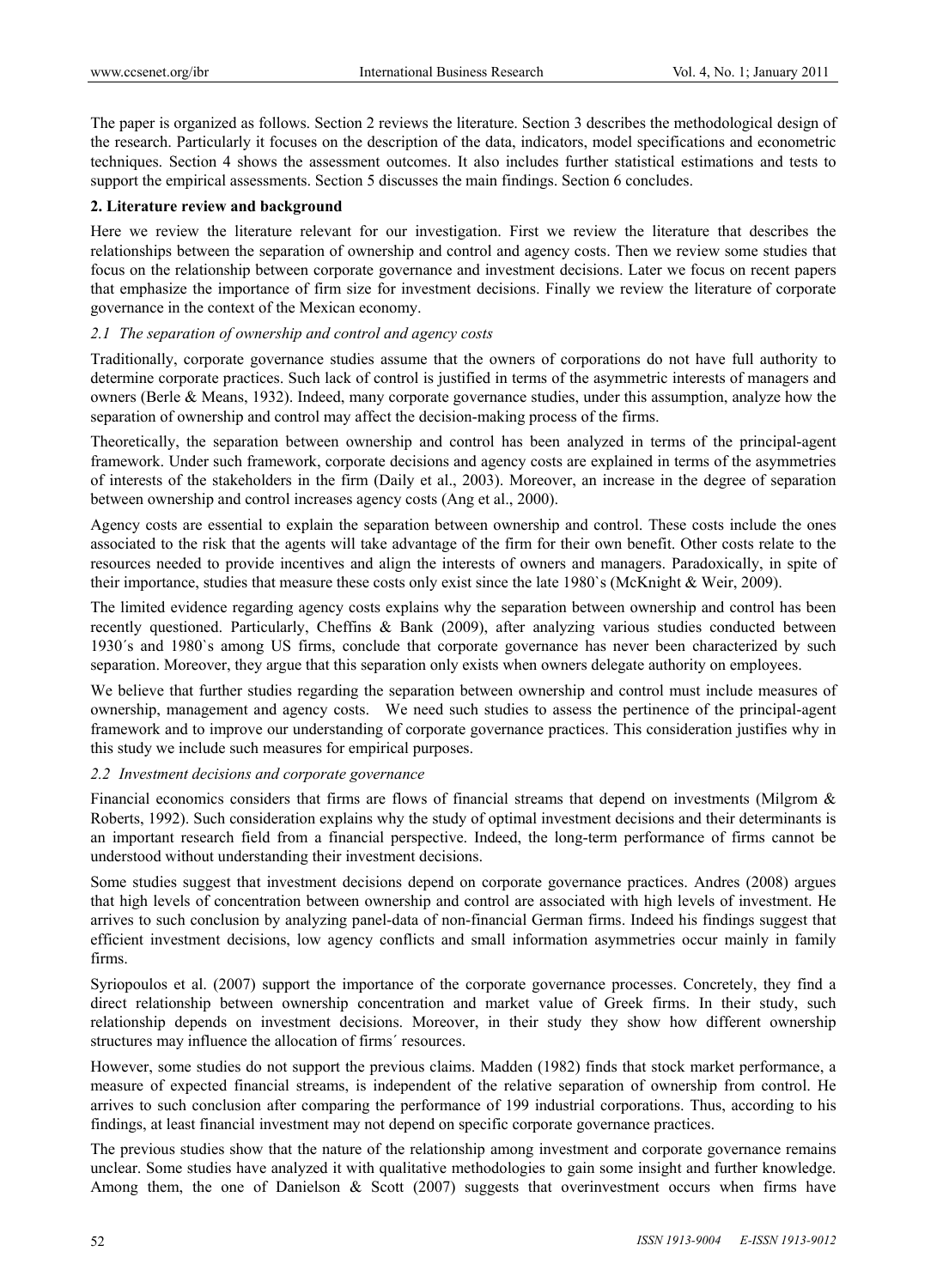The paper is organized as follows. Section 2 reviews the literature. Section 3 describes the methodological design of the research. Particularly it focuses on the description of the data, indicators, model specifications and econometric techniques. Section 4 shows the assessment outcomes. It also includes further statistical estimations and tests to support the empirical assessments. Section 5 discusses the main findings. Section 6 concludes.

## 2. Literature review and background

Here we review the literature relevant for our investigation. First we review the literature that describes the relationships between the separation of ownership and control and agency costs. Then we review some studies that focus on the relationship between corporate governance and investment decisions. Later we focus on recent papers that emphasize the importance of firm size for investment decisions. Finally we review the literature of corporate governance in the context of the Mexican economy.

### *2.1 The separation of ownership and control and agency costs*

Traditionally, corporate governance studies assume that the owners of corporations do not have full authority to determine corporate practices. Such lack of control is justified in terms of the asymmetric interests of managers and owners (Berle & Means, 1932). Indeed, many corporate governance studies, under this assumption, analyze how the separation of ownership and control may affect the decision-making process of the firms.

Theoretically, the separation between ownership and control has been analyzed in terms of the principal-agent framework. Under such framework, corporate decisions and agency costs are explained in terms of the asymmetries of interests of the stakeholders in the firm (Daily et al., 2003). Moreover, an increase in the degree of separation between ownership and control increases agency costs (Ang et al., 2000).

Agency costs are essential to explain the separation between ownership and control. These costs include the ones associated to the risk that the agents will take advantage of the firm for their own benefit. Other costs relate to the resources needed to provide incentives and align the interests of owners and managers. Paradoxically, in spite of their importance, studies that measure these costs only exist since the late 1980`s (McKnight & Weir, 2009).

The limited evidence regarding agency costs explains why the separation between ownership and control has been recently questioned. Particularly, Cheffins & Bank (2009), after analyzing various studies conducted between 1930´s and 1980`s among US firms, conclude that corporate governance has never been characterized by such separation. Moreover, they argue that this separation only exists when owners delegate authority on employees.

We believe that further studies regarding the separation between ownership and control must include measures of ownership, management and agency costs. We need such studies to assess the pertinence of the principal-agent framework and to improve our understanding of corporate governance practices. This consideration justifies why in this study we include such measures for empirical purposes.

### *2.2 Investment decisions and corporate governance*

Financial economics considers that firms are flows of financial streams that depend on investments (Milgrom & Roberts, 1992). Such consideration explains why the study of optimal investment decisions and their determinants is an important research field from a financial perspective. Indeed, the long-term performance of firms cannot be understood without understanding their investment decisions.

Some studies suggest that investment decisions depend on corporate governance practices. Andres (2008) argues that high levels of concentration between ownership and control are associated with high levels of investment. He arrives to such conclusion by analyzing panel-data of non-financial German firms. Indeed his findings suggest that efficient investment decisions, low agency conflicts and small information asymmetries occur mainly in family firms.

Syriopoulos et al. (2007) support the importance of the corporate governance processes. Concretely, they find a direct relationship between ownership concentration and market value of Greek firms. In their study, such relationship depends on investment decisions. Moreover, in their study they show how different ownership structures may influence the allocation of firms´ resources.

However, some studies do not support the previous claims. Madden (1982) finds that stock market performance, a measure of expected financial streams, is independent of the relative separation of ownership from control. He arrives to such conclusion after comparing the performance of 199 industrial corporations. Thus, according to his findings, at least financial investment may not depend on specific corporate governance practices.

The previous studies show that the nature of the relationship among investment and corporate governance remains unclear. Some studies have analyzed it with qualitative methodologies to gain some insight and further knowledge. Among them, the one of Danielson & Scott (2007) suggests that overinvestment occurs when firms have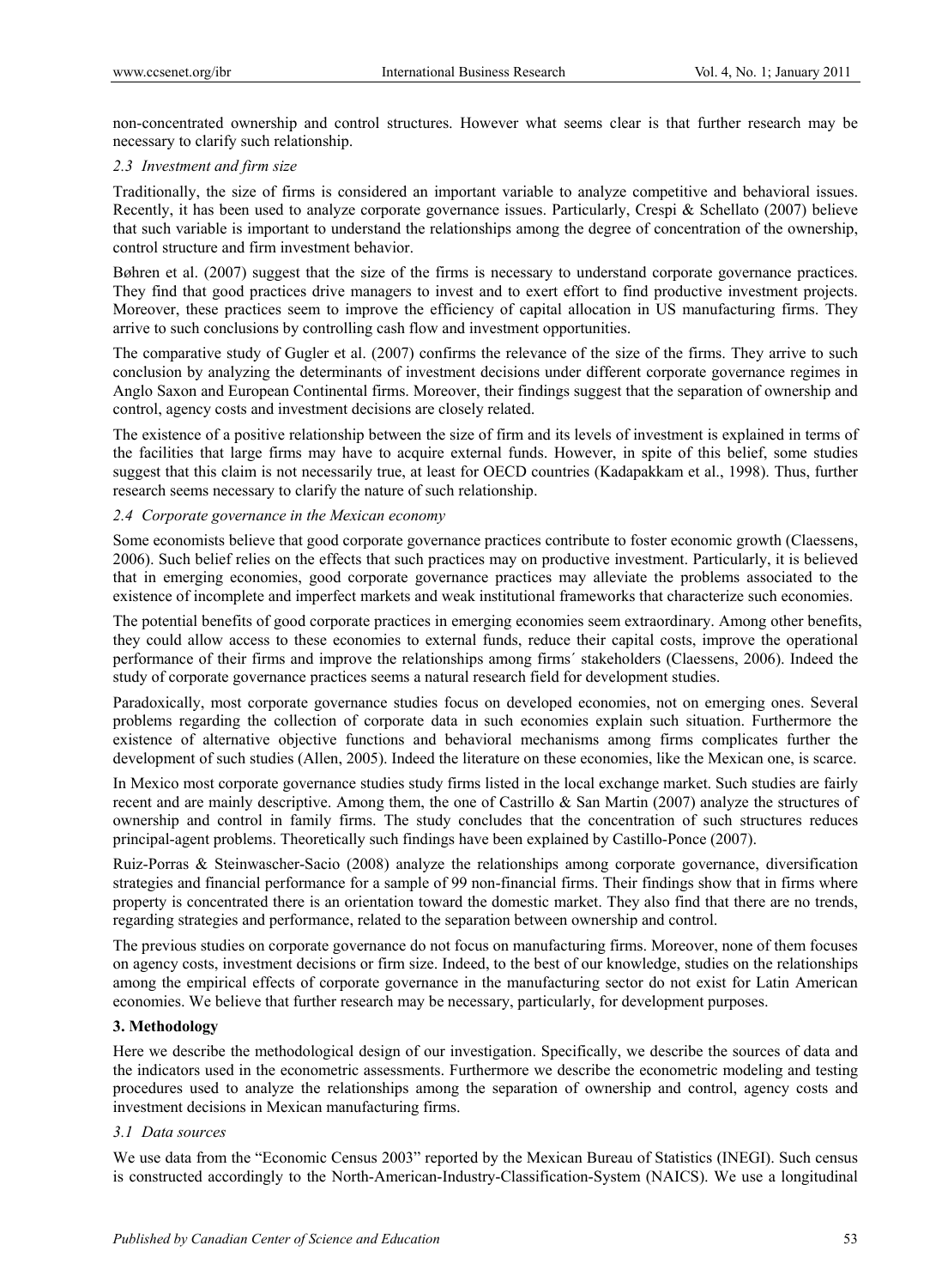non-concentrated ownership and control structures. However what seems clear is that further research may be necessary to clarify such relationship.

### *2.3 Investment and firm size*

Traditionally, the size of firms is considered an important variable to analyze competitive and behavioral issues. Recently, it has been used to analyze corporate governance issues. Particularly, Crespi & Schellato (2007) believe that such variable is important to understand the relationships among the degree of concentration of the ownership, control structure and firm investment behavior.

Bøhren et al. (2007) suggest that the size of the firms is necessary to understand corporate governance practices. They find that good practices drive managers to invest and to exert effort to find productive investment projects. Moreover, these practices seem to improve the efficiency of capital allocation in US manufacturing firms. They arrive to such conclusions by controlling cash flow and investment opportunities.

The comparative study of Gugler et al. (2007) confirms the relevance of the size of the firms. They arrive to such conclusion by analyzing the determinants of investment decisions under different corporate governance regimes in Anglo Saxon and European Continental firms. Moreover, their findings suggest that the separation of ownership and control, agency costs and investment decisions are closely related.

The existence of a positive relationship between the size of firm and its levels of investment is explained in terms of the facilities that large firms may have to acquire external funds. However, in spite of this belief, some studies suggest that this claim is not necessarily true, at least for OECD countries (Kadapakkam et al., 1998). Thus, further research seems necessary to clarify the nature of such relationship.

### *2.4 Corporate governance in the Mexican economy*

Some economists believe that good corporate governance practices contribute to foster economic growth (Claessens, 2006). Such belief relies on the effects that such practices may on productive investment. Particularly, it is believed that in emerging economies, good corporate governance practices may alleviate the problems associated to the existence of incomplete and imperfect markets and weak institutional frameworks that characterize such economies.

The potential benefits of good corporate practices in emerging economies seem extraordinary. Among other benefits, they could allow access to these economies to external funds, reduce their capital costs, improve the operational performance of their firms and improve the relationships among firms´ stakeholders (Claessens, 2006). Indeed the study of corporate governance practices seems a natural research field for development studies.

Paradoxically, most corporate governance studies focus on developed economies, not on emerging ones. Several problems regarding the collection of corporate data in such economies explain such situation. Furthermore the existence of alternative objective functions and behavioral mechanisms among firms complicates further the development of such studies (Allen, 2005). Indeed the literature on these economies, like the Mexican one, is scarce.

In Mexico most corporate governance studies study firms listed in the local exchange market. Such studies are fairly recent and are mainly descriptive. Among them, the one of Castrillo & San Martin (2007) analyze the structures of ownership and control in family firms. The study concludes that the concentration of such structures reduces principal-agent problems. Theoretically such findings have been explained by Castillo-Ponce (2007).

Ruiz-Porras & Steinwascher-Sacio (2008) analyze the relationships among corporate governance, diversification strategies and financial performance for a sample of 99 non-financial firms. Their findings show that in firms where property is concentrated there is an orientation toward the domestic market. They also find that there are no trends, regarding strategies and performance, related to the separation between ownership and control.

The previous studies on corporate governance do not focus on manufacturing firms. Moreover, none of them focuses on agency costs, investment decisions or firm size. Indeed, to the best of our knowledge, studies on the relationships among the empirical effects of corporate governance in the manufacturing sector do not exist for Latin American economies. We believe that further research may be necessary, particularly, for development purposes.

## 3. Methodology

Here we describe the methodological design of our investigation. Specifically, we describe the sources of data and the indicators used in the econometric assessments. Furthermore we describe the econometric modeling and testing procedures used to analyze the relationships among the separation of ownership and control, agency costs and investment decisions in Mexican manufacturing firms.

### *3.1 Data sources*

We use data from the "Economic Census 2003" reported by the Mexican Bureau of Statistics (INEGI). Such census is constructed accordingly to the North-American-Industry-Classification-System (NAICS). We use a longitudinal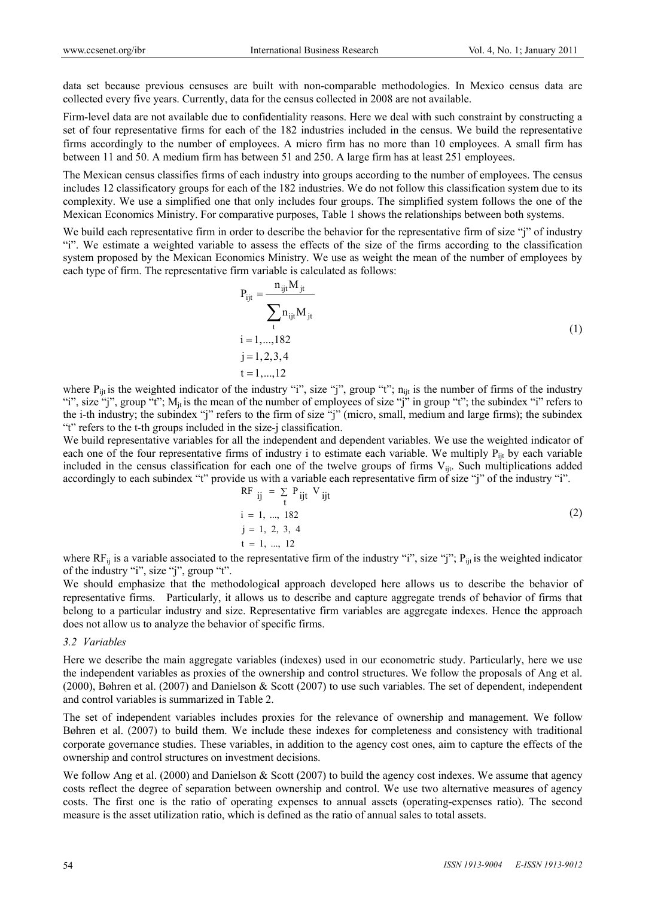data set because previous censuses are built with non-comparable methodologies. In Mexico census data are collected every five years. Currently, data for the census collected in 2008 are not available.

Firm-level data are not available due to confidentiality reasons. Here we deal with such constraint by constructing a set of four representative firms for each of the 182 industries included in the census. We build the representative firms accordingly to the number of employees. A micro firm has no more than 10 employees. A small firm has between 11 and 50. A medium firm has between 51 and 250. A large firm has at least 251 employees.

The Mexican census classifies firms of each industry into groups according to the number of employees. The census includes 12 classificatory groups for each of the 182 industries. We do not follow this classification system due to its complexity. We use a simplified one that only includes four groups. The simplified system follows the one of the Mexican Economics Ministry. For comparative purposes, Table 1 shows the relationships between both systems.

We build each representative firm in order to describe the behavior for the representative firm of size "j" of industry "i". We estimate a weighted variable to assess the effects of the size of the firms according to the classification system proposed by the Mexican Economics Ministry. We use as weight the mean of the number of employees by each type of firm. The representative firm variable is calculated as follows:

$$P_{ijt} = \frac{n_{ijt} M_{jt}}{\sum_{t} n_{ijt} M_{jt}} \qquad i = 1,\dots,182 \quad j = 1,2,3,4 \quad t = 1,\dots,12 \tag{1}$$

where $P_{ijt}$ is the weighted indicator of the industry "i", size "j", group "t"; $n_{ijt}$ is the number of firms of the industry "i", size "j", group "t"; $M_{jt}$ is the mean of the number of employees of size "j" in group "t"; the subindex "i" refers to the i-th industry; the subindex "j" refers to the firm of size "j" (micro, small, medium and large firms); the subindex "t" refers to the t-th groups included in the size-j classification.

We build representative variables for all the independent and dependent variables. We use the weighted indicator of each one of the four representative firms of industry i to estimate each variable. We multiply $P_{ijt}$ by each variable included in the census classification for each one of the twelve groups of firms $V_{ijt}$. Such multiplications added accordingly to each subindex "t" provide us with a variable each representative firm of size "j" of the industry "i".

$$RF_{ij} = \sum_{t} P_{ijt} V_{ijt} \qquad i = 1,\dots,182 \quad j = 1,2,3,4 \quad t = 1,\dots,12 \tag{2}$$

where $RF_{ij}$ is a variable associated to the representative firm of the industry "i", size "j"; $P_{ijt}$ is the weighted indicator of the industry "i", size "j", group "t".

We should emphasize that the methodological approach developed here allows us to describe the behavior of representative firms. Particularly, it allows us to describe and capture aggregate trends of behavior of firms that belong to a particular industry and size. Representative firm variables are aggregate indexes. Hence the approach does not allow us to analyze the behavior of specific firms.

### *3.2 Variables*

Here we describe the main aggregate variables (indexes) used in our econometric study. Particularly, here we use the independent variables as proxies of the ownership and control structures. We follow the proposals of Ang et al. (2000), Bøhren et al. (2007) and Danielson & Scott (2007) to use such variables. The set of dependent, independent and control variables is summarized in Table 2.

The set of independent variables includes proxies for the relevance of ownership and management. We follow Bøhren et al. (2007) to build them. We include these indexes for completeness and consistency with traditional corporate governance studies. These variables, in addition to the agency cost ones, aim to capture the effects of the ownership and control structures on investment decisions.

We follow Ang et al. (2000) and Danielson & Scott (2007) to build the agency cost indexes. We assume that agency costs reflect the degree of separation between ownership and control. We use two alternative measures of agency costs. The first one is the ratio of operating expenses to annual assets (operating-expenses ratio). The second measure is the asset utilization ratio, which is defined as the ratio of annual sales to total assets.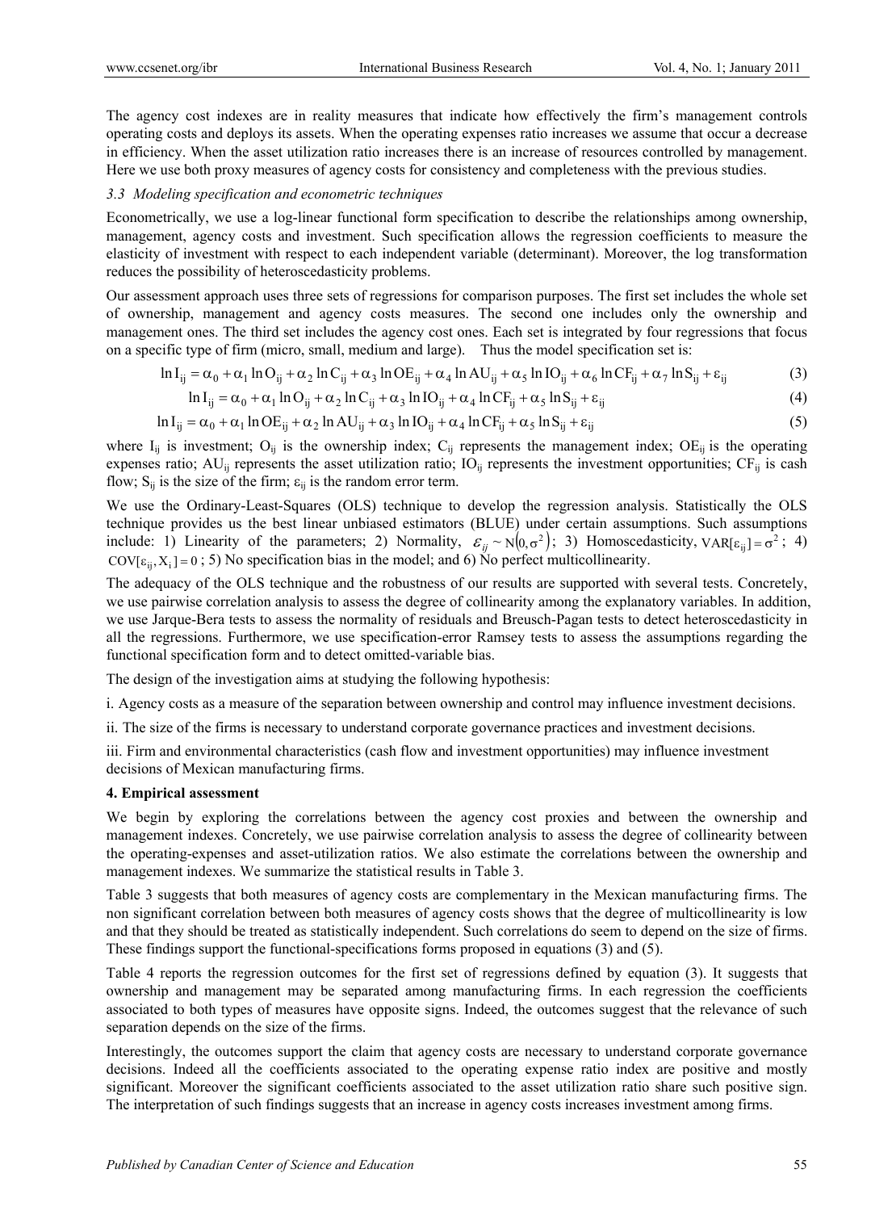The agency cost indexes are in reality measures that indicate how effectively the firm's management controls operating costs and deploys its assets. When the operating expenses ratio increases we assume that occur a decrease in efficiency. When the asset utilization ratio increases there is an increase of resources controlled by management. Here we use both proxy measures of agency costs for consistency and completeness with the previous studies.

### *3.3 Modeling specification and econometric techniques*

Econometrically, we use a log-linear functional form specification to describe the relationships among ownership, management, agency costs and investment. Such specification allows the regression coefficients to measure the elasticity of investment with respect to each independent variable (determinant). Moreover, the log transformation reduces the possibility of heteroscedasticity problems.

Our assessment approach uses three sets of regressions for comparison purposes. The first set includes the whole set of ownership, management and agency costs measures. The second one includes only the ownership and management ones. The third set includes the agency cost ones. Each set is integrated by four regressions that focus on a specific type of firm (micro, small, medium and large). Thus the model specification set is:

$$\ln I_{ij} = \alpha_0 + \alpha_1 \ln O_{ij} + \alpha_2 \ln C_{ij} + \alpha_3 \ln OE_{ij} + \alpha_4 \ln AU_{ij} + \alpha_5 \ln IO_{ij} + \alpha_6 \ln CF_{ij} + \alpha_7 \ln S_{ij} + \varepsilon_{ij} \quad (3)$$

$$\ln I_{ij} = \alpha_0 + \alpha_1 \ln O_{ij} + \alpha_2 \ln C_{ij} + \alpha_3 \ln IO_{ij} + \alpha_4 \ln CF_{ij} + \alpha_5 \ln S_{ij} + \varepsilon_{ij} \quad (4)$$

$$\ln I_{ij} = \alpha_0 + \alpha_1 \ln OE_{ij} + \alpha_2 \ln AU_{ij} + \alpha_3 \ln IO_{ij} + \alpha_4 \ln CF_{ij} + \alpha_5 \ln S_{ij} + \varepsilon_{ij} \quad (5)$$

where $I_{ij}$ is investment; $O_{ij}$ is the ownership index; $C_{ij}$ represents the management index; $OE_{ij}$ is the operating expenses ratio; $AU_{ij}$ represents the asset utilization ratio; $IO_{ij}$ represents the investment opportunities; $CF_{ij}$ is cash flow; $S_{ij}$ is the size of the firm; $\varepsilon_{ij}$ is the random error term.

We use the Ordinary-Least-Squares (OLS) technique to develop the regression analysis. Statistically the OLS technique provides us the best linear unbiased estimators (BLUE) under certain assumptions. Such assumptions include: 1) Linearity of the parameters; 2) Normality, $\varepsilon_{ij} \sim N(0, \sigma^2)$; 3) Homoscedasticity, $VAR[\varepsilon_{ij}] = \sigma^2$; 4) $COV[\varepsilon_{ij}, X_i] = 0$; 5) No specification bias in the model; and 6) No perfect multicollinearity.

The adequacy of the OLS technique and the robustness of our results are supported with several tests. Concretely, we use pairwise correlation analysis to assess the degree of collinearity among the explanatory variables. In addition, we use Jarque-Bera tests to assess the normality of residuals and Breusch-Pagan tests to detect heteroscedasticity in all the regressions. Furthermore, we use specification-error Ramsey tests to assess the assumptions regarding the functional specification form and to detect omitted-variable bias.

The design of the investigation aims at studying the following hypothesis:

i. Agency costs as a measure of the separation between ownership and control may influence investment decisions.

ii. The size of the firms is necessary to understand corporate governance practices and investment decisions.

iii. Firm and environmental characteristics (cash flow and investment opportunities) may influence investment decisions of Mexican manufacturing firms.

## 4. Empirical assessment

We begin by exploring the correlations between the agency cost proxies and between the ownership and management indexes. Concretely, we use pairwise correlation analysis to assess the degree of collinearity between the operating-expenses and asset-utilization ratios. We also estimate the correlations between the ownership and management indexes. We summarize the statistical results in Table 3.

Table 3 suggests that both measures of agency costs are complementary in the Mexican manufacturing firms. The non significant correlation between both measures of agency costs shows that the degree of multicollinearity is low and that they should be treated as statistically independent. Such correlations do seem to depend on the size of firms. These findings support the functional-specifications forms proposed in equations (3) and (5).

Table 4 reports the regression outcomes for the first set of regressions defined by equation (3). It suggests that ownership and management may be separated among manufacturing firms. In each regression the coefficients associated to both types of measures have opposite signs. Indeed, the outcomes suggest that the relevance of such separation depends on the size of the firms.

Interestingly, the outcomes support the claim that agency costs are necessary to understand corporate governance decisions. Indeed all the coefficients associated to the operating expense ratio index are positive and mostly significant. Moreover the significant coefficients associated to the asset utilization ratio share such positive sign. The interpretation of such findings suggests that an increase in agency costs increases investment among firms.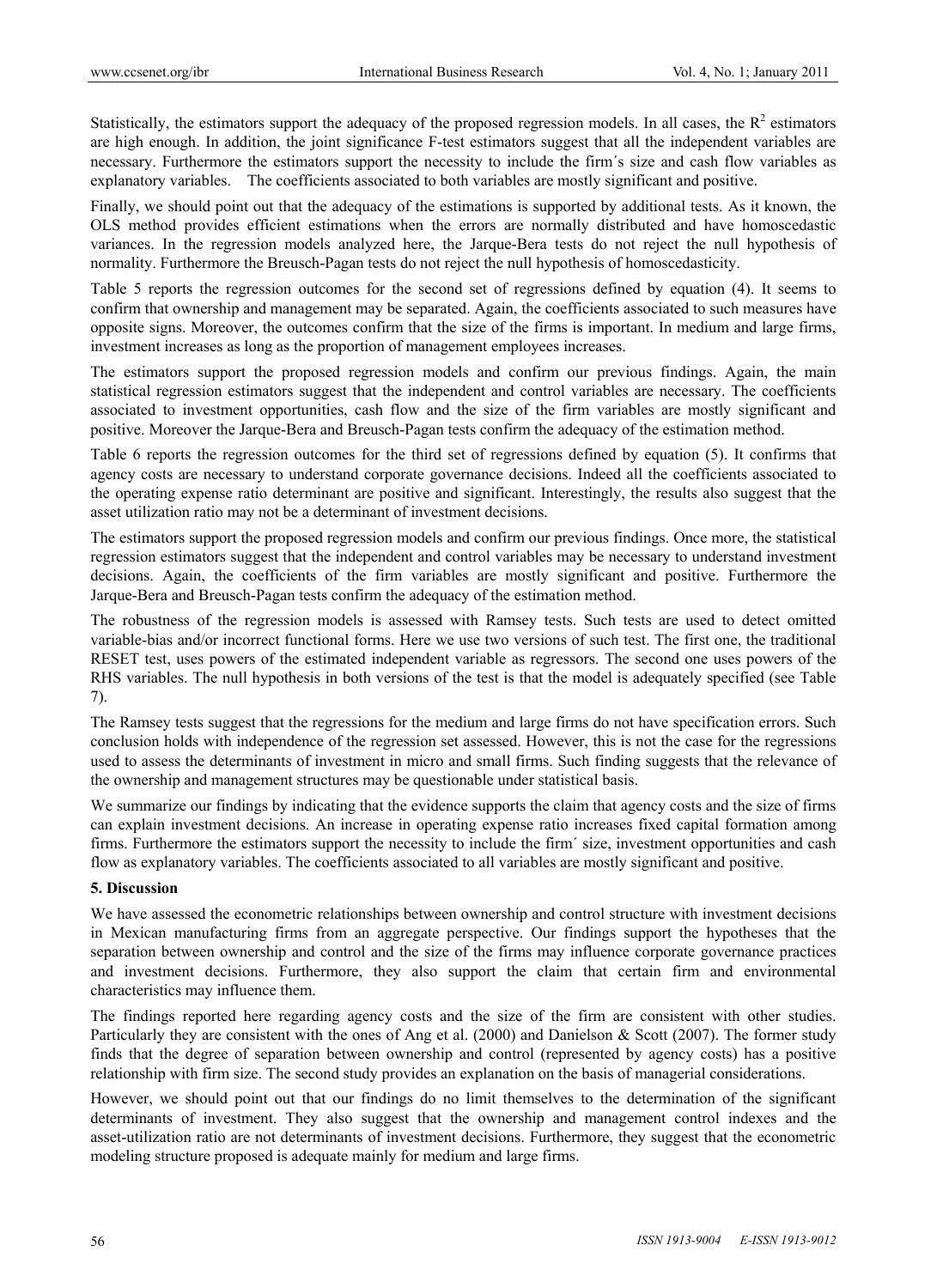Statistically, the estimators support the adequacy of the proposed regression models. In all cases, the $R^2$ estimators are high enough. In addition, the joint significance F-test estimators suggest that all the independent variables are necessary. Furthermore the estimators support the necessity to include the firm´s size and cash flow variables as explanatory variables. The coefficients associated to both variables are mostly significant and positive.

Finally, we should point out that the adequacy of the estimations is supported by additional tests. As it known, the OLS method provides efficient estimations when the errors are normally distributed and have homoscedastic variances. In the regression models analyzed here, the Jarque-Bera tests do not reject the null hypothesis of normality. Furthermore the Breusch-Pagan tests do not reject the null hypothesis of homoscedasticity.

Table 5 reports the regression outcomes for the second set of regressions defined by equation (4). It seems to confirm that ownership and management may be separated. Again, the coefficients associated to such measures have opposite signs. Moreover, the outcomes confirm that the size of the firms is important. In medium and large firms, investment increases as long as the proportion of management employees increases.

The estimators support the proposed regression models and confirm our previous findings. Again, the main statistical regression estimators suggest that the independent and control variables are necessary. The coefficients associated to investment opportunities, cash flow and the size of the firm variables are mostly significant and positive. Moreover the Jarque-Bera and Breusch-Pagan tests confirm the adequacy of the estimation method.

Table 6 reports the regression outcomes for the third set of regressions defined by equation (5). It confirms that agency costs are necessary to understand corporate governance decisions. Indeed all the coefficients associated to the operating expense ratio determinant are positive and significant. Interestingly, the results also suggest that the asset utilization ratio may not be a determinant of investment decisions.

The estimators support the proposed regression models and confirm our previous findings. Once more, the statistical regression estimators suggest that the independent and control variables may be necessary to understand investment decisions. Again, the coefficients of the firm variables are mostly significant and positive. Furthermore the Jarque-Bera and Breusch-Pagan tests confirm the adequacy of the estimation method.

The robustness of the regression models is assessed with Ramsey tests. Such tests are used to detect omitted variable-bias and/or incorrect functional forms. Here we use two versions of such test. The first one, the traditional RESET test, uses powers of the estimated independent variable as regressors. The second one uses powers of the RHS variables. The null hypothesis in both versions of the test is that the model is adequately specified (see Table 7).

The Ramsey tests suggest that the regressions for the medium and large firms do not have specification errors. Such conclusion holds with independence of the regression set assessed. However, this is not the case for the regressions used to assess the determinants of investment in micro and small firms. Such finding suggests that the relevance of the ownership and management structures may be questionable under statistical basis.

We summarize our findings by indicating that the evidence supports the claim that agency costs and the size of firms can explain investment decisions. An increase in operating expense ratio increases fixed capital formation among firms. Furthermore the estimators support the necessity to include the firm´ size, investment opportunities and cash flow as explanatory variables. The coefficients associated to all variables are mostly significant and positive.

## 5. Discussion

We have assessed the econometric relationships between ownership and control structure with investment decisions in Mexican manufacturing firms from an aggregate perspective. Our findings support the hypotheses that the separation between ownership and control and the size of the firms may influence corporate governance practices and investment decisions. Furthermore, they also support the claim that certain firm and environmental characteristics may influence them.

The findings reported here regarding agency costs and the size of the firm are consistent with other studies. Particularly they are consistent with the ones of Ang et al. (2000) and Danielson & Scott (2007). The former study finds that the degree of separation between ownership and control (represented by agency costs) has a positive relationship with firm size. The second study provides an explanation on the basis of managerial considerations.

However, we should point out that our findings do no limit themselves to the determination of the significant determinants of investment. They also suggest that the ownership and management control indexes and the asset-utilization ratio are not determinants of investment decisions. Furthermore, they suggest that the econometric modeling structure proposed is adequate mainly for medium and large firms.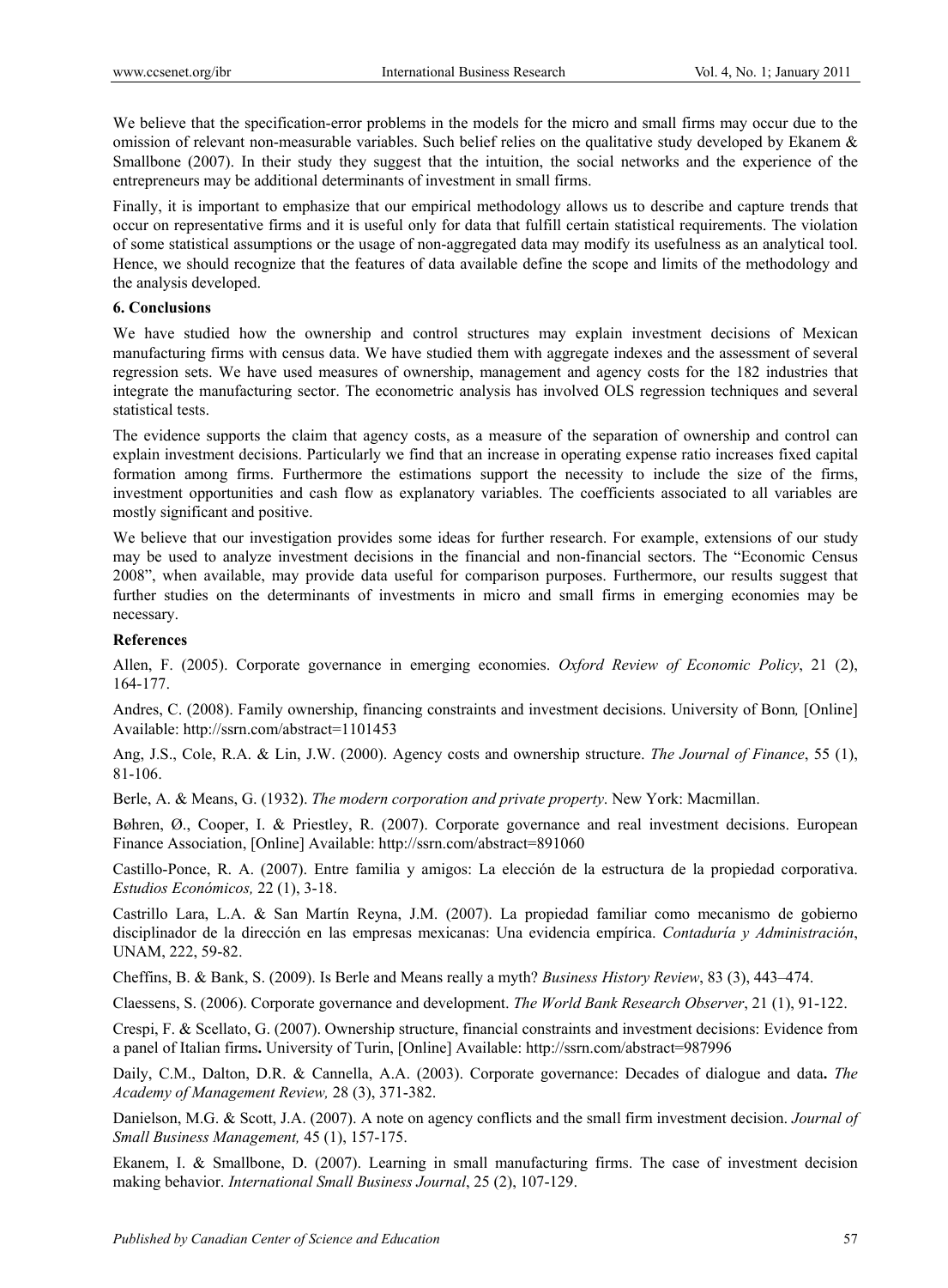We believe that the specification-error problems in the models for the micro and small firms may occur due to the omission of relevant non-measurable variables. Such belief relies on the qualitative study developed by Ekanem & Smallbone (2007). In their study they suggest that the intuition, the social networks and the experience of the entrepreneurs may be additional determinants of investment in small firms.

Finally, it is important to emphasize that our empirical methodology allows us to describe and capture trends that occur on representative firms and it is useful only for data that fulfill certain statistical requirements. The violation of some statistical assumptions or the usage of non-aggregated data may modify its usefulness as an analytical tool. Hence, we should recognize that the features of data available define the scope and limits of the methodology and the analysis developed.

## 6. Conclusions

We have studied how the ownership and control structures may explain investment decisions of Mexican manufacturing firms with census data. We have studied them with aggregate indexes and the assessment of several regression sets. We have used measures of ownership, management and agency costs for the 182 industries that integrate the manufacturing sector. The econometric analysis has involved OLS regression techniques and several statistical tests.

The evidence supports the claim that agency costs, as a measure of the separation of ownership and control can explain investment decisions. Particularly we find that an increase in operating expense ratio increases fixed capital formation among firms. Furthermore the estimations support the necessity to include the size of the firms, investment opportunities and cash flow as explanatory variables. The coefficients associated to all variables are mostly significant and positive.

We believe that our investigation provides some ideas for further research. For example, extensions of our study may be used to analyze investment decisions in the financial and non-financial sectors. The "Economic Census 2008", when available, may provide data useful for comparison purposes. Furthermore, our results suggest that further studies on the determinants of investments in micro and small firms in emerging economies may be necessary.

## References

Allen, F. (2005). Corporate governance in emerging economies. *Oxford Review of Economic Policy*, 21 (2), 164-177.

Andres, C. (2008). Family ownership, financing constraints and investment decisions. University of Bonn*,* [Online] Available: http://ssrn.com/abstract=1101453

Ang, J.S., Cole, R.A. & Lin, J.W. (2000). Agency costs and ownership structure. *The Journal of Finance*, 55 (1), 81-106.

Berle, A. & Means, G. (1932). *The modern corporation and private property*. New York: Macmillan.

Bøhren, Ø., Cooper, I. & Priestley, R. (2007). Corporate governance and real investment decisions. European Finance Association, [Online] Available: http://ssrn.com/abstract=891060

Castillo-Ponce, R. A. (2007). Entre familia y amigos: La elección de la estructura de la propiedad corporativa. *Estudios Económicos,* 22 (1), 3-18.

Castrillo Lara, L.A. & San Martín Reyna, J.M. (2007). La propiedad familiar como mecanismo de gobierno disciplinador de la dirección en las empresas mexicanas: Una evidencia empírica. *Contaduría y Administración*, UNAM, 222, 59-82.

Cheffins, B. & Bank, S. (2009). Is Berle and Means really a myth? *Business History Review*, 83 (3), 443–474.

Claessens, S. (2006). Corporate governance and development. *The World Bank Research Observer*, 21 (1), 91-122.

Crespi, F. & Scellato, G. (2007). Ownership structure, financial constraints and investment decisions: Evidence from a panel of Italian firms**.** University of Turin, [Online] Available: http://ssrn.com/abstract=987996

Daily, C.M., Dalton, D.R. & Cannella, A.A. (2003). Corporate governance: Decades of dialogue and data**.** *The Academy of Management Review,* 28 (3), 371-382.

Danielson, M.G. & Scott, J.A. (2007). A note on agency conflicts and the small firm investment decision. *Journal of Small Business Management,* 45 (1), 157-175.

Ekanem, I. & Smallbone, D. (2007). Learning in small manufacturing firms. The case of investment decision making behavior. *International Small Business Journal*, 25 (2), 107-129.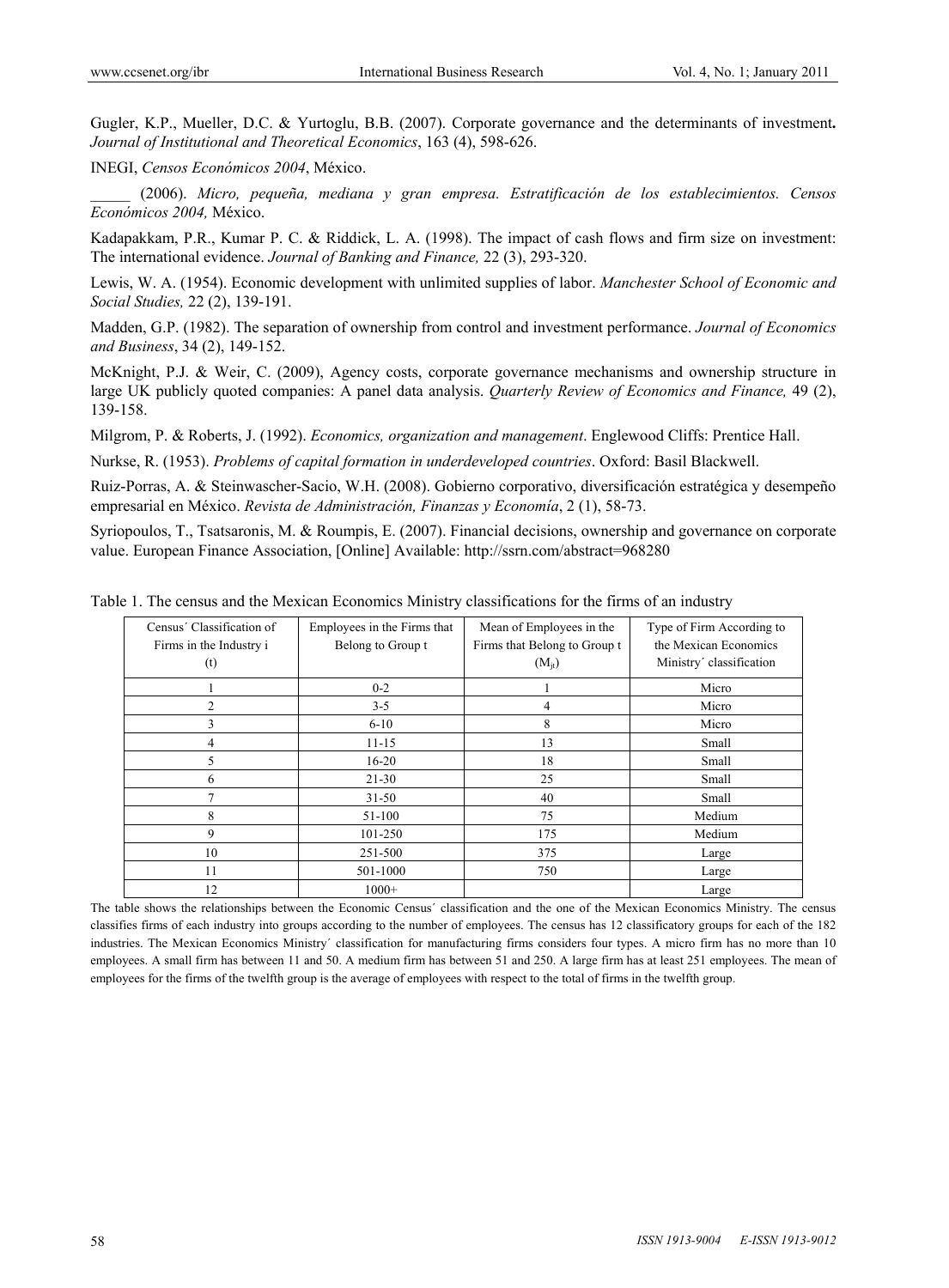Gugler, K.P., Mueller, D.C. & Yurtoglu, B.B. (2007). Corporate governance and the determinants of investment**.** *Journal of Institutional and Theoretical Economics*, 163 (4), 598-626.

INEGI, *Censos Económicos 2004*, México.

_____ (2006). *Micro, pequeña, mediana y gran empresa. Estratificación de los establecimientos. Censos Económicos 2004,* México.

Kadapakkam, P.R., Kumar P. C. & Riddick, L. A. (1998). The impact of cash flows and firm size on investment: The international evidence. *Journal of Banking and Finance,* 22 (3), 293-320.

Lewis, W. A. (1954). Economic development with unlimited supplies of labor. *Manchester School of Economic and Social Studies,* 22 (2), 139-191.

Madden, G.P. (1982). The separation of ownership from control and investment performance. *Journal of Economics and Business*, 34 (2), 149-152.

McKnight, P.J. & Weir, C. (2009), Agency costs, corporate governance mechanisms and ownership structure in large UK publicly quoted companies: A panel data analysis. *Quarterly Review of Economics and Finance,* 49 (2), 139-158.

Milgrom, P. & Roberts, J. (1992). *Economics, organization and management*. Englewood Cliffs: Prentice Hall.

Nurkse, R. (1953). *Problems of capital formation in underdeveloped countries*. Oxford: Basil Blackwell.

Ruiz-Porras, A. & Steinwascher-Sacio, W.H. (2008). Gobierno corporativo, diversificación estratégica y desempeño empresarial en México. *Revista de Administración, Finanzas y Economía*, 2 (1), 58-73.

Syriopoulos, T., Tsatsaronis, M. & Roumpis, E. (2007). Financial decisions, ownership and governance on corporate value. European Finance Association, [Online] Available: http://ssrn.com/abstract=968280

Table 1. The census and the Mexican Economics Ministry classifications for the firms of an industry

| Census´ Classification of Firms in the Industry i (t) | Employees in the Firms that Belong to Group t | Mean of Employees in the Firms that Belong to Group t ($M_{it}$) | Type of Firm According to the Mexican Economics Ministry´ classification |
|---|---|---|---|
| 1 | 0-2 | 1 | Micro |
| 2 | 3-5 | 4 | Micro |
| 3 | 6-10 | 8 | Micro |
| 4 | 11-15 | 13 | Small |
| 5 | 16-20 | 18 | Small |
| 6 | 21-30 | 25 | Small |
| 7 | 31-50 | 40 | Small |
| 8 | 51-100 | 75 | Medium |
| 9 | 101-250 | 175 | Medium |
| 10 | 251-500 | 375 | Large |
| 11 | 501-1000 | 750 | Large |
| 12 | 1000+ | | Large |

The table shows the relationships between the Economic Census´ classification and the one of the Mexican Economics Ministry. The census classifies firms of each industry into groups according to the number of employees. The census has 12 classificatory groups for each of the 182 industries. The Mexican Economics Ministry´ classification for manufacturing firms considers four types. A micro firm has no more than 10 employees. A small firm has between 11 and 50. A medium firm has between 51 and 250. A large firm has at least 251 employees. The mean of employees for the firms of the twelfth group is the average of employees with respect to the total of firms in the twelfth group.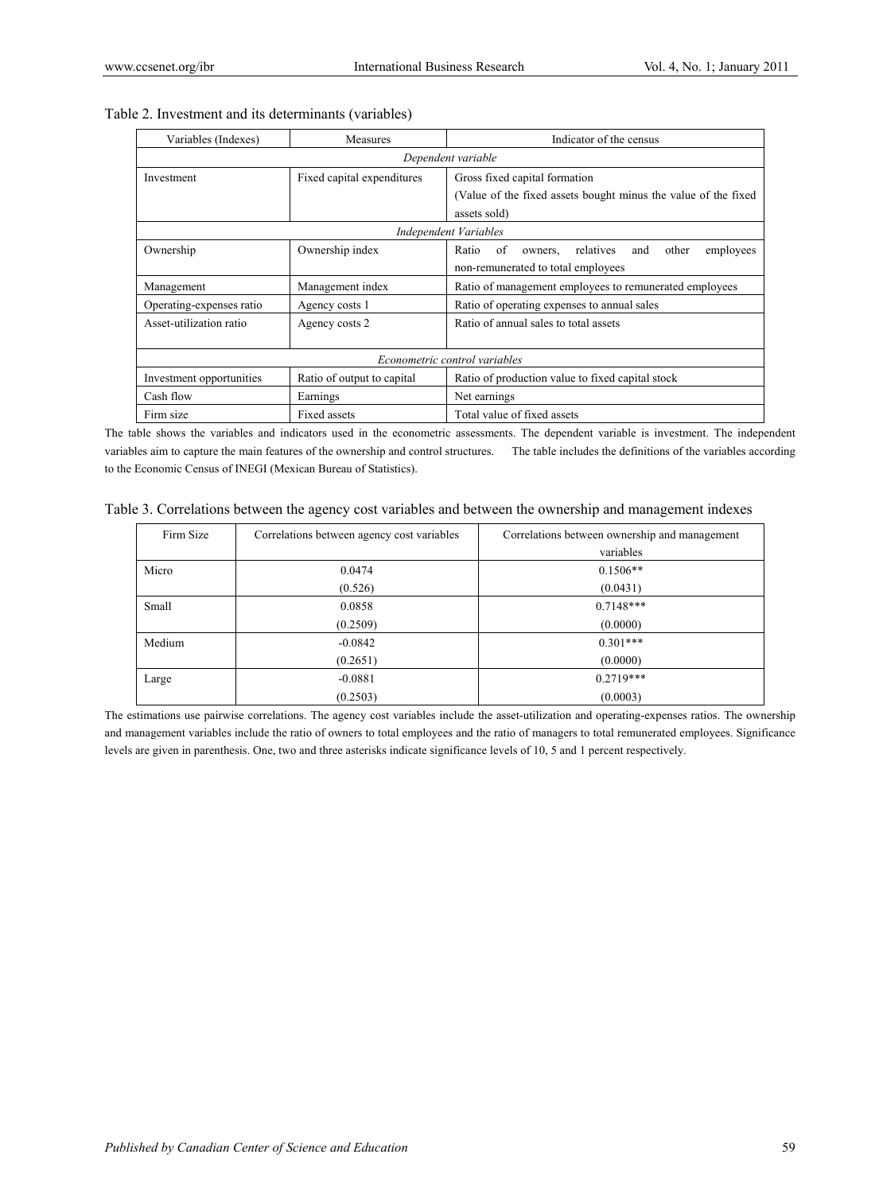Table 2. Investment and its determinants (variables)

| Variables (Indexes) | Measures | Indicator of the census |
|---|---|---|
| *Dependent variable* | | |
| Investment | Fixed capital expenditures | Gross fixed capital formation (Value of the fixed assets bought minus the value of the fixed assets sold) |
| *Independent Variables* | | |
| Ownership | Ownership index | Ratio of owners, relatives and other employees non-remunerated to total employees |
| Management | Management index | Ratio of management employees to remunerated employees |
| Operating-expenses ratio | Agency costs 1 | Ratio of operating expenses to annual sales |
| Asset-utilization ratio | Agency costs 2 | Ratio of annual sales to total assets |
| *Econometric control variables* | | |
| Investment opportunities | Ratio of output to capital | Ratio of production value to fixed capital stock |
| Cash flow | Earnings | Net earnings |
| Firm size | Fixed assets | Total value of fixed assets |

The table shows the variables and indicators used in the econometric assessments. The dependent variable is investment. The independent variables aim to capture the main features of the ownership and control structures. The table includes the definitions of the variables according to the Economic Census of INEGI (Mexican Bureau of Statistics).

Table 3. Correlations between the agency cost variables and between the ownership and management indexes

| Firm Size | Correlations between agency cost variables | Correlations between ownership and management variables |
|---|---|---|
| Micro | 0.0474<br>(0.526) | 0.1506**<br>(0.0431) |
| Small | 0.0858<br>(0.2509) | 0.7148***<br>(0.0000) |
| Medium | -0.0842<br>(0.2651) | 0.301***<br>(0.0000) |
| Large | -0.0881<br>(0.2503) | 0.2719***<br>(0.0003) |

The estimations use pairwise correlations. The agency cost variables include the asset-utilization and operating-expenses ratios. The ownership and management variables include the ratio of owners to total employees and the ratio of managers to total remunerated employees. Significance levels are given in parenthesis. One, two and three asterisks indicate significance levels of 10, 5 and 1 percent respectively.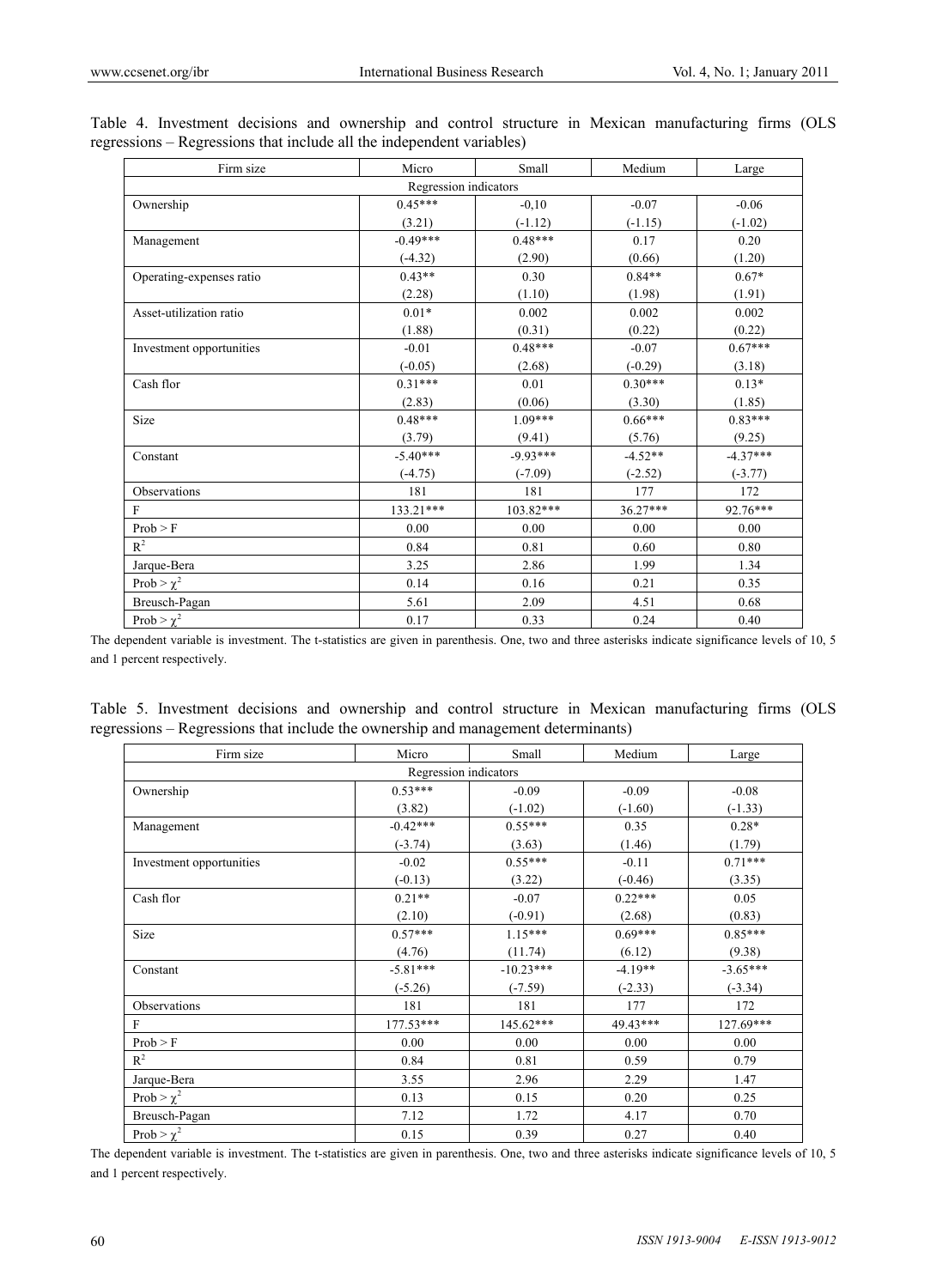Table 4. Investment decisions and ownership and control structure in Mexican manufacturing firms (OLS regressions – Regressions that include all the independent variables)

| Firm size | Micro | Small | Medium | Large |
|---|---|---|---|---|
| Regression indicators | | | | |
| Ownership | 0.45*** | -0,10 | -0.07 | -0.06 |
| | (3.21) | (-1.12) | (-1.15) | (-1.02) |
| Management | -0.49*** | 0.48*** | 0.17 | 0.20 |
| | (-4.32) | (2.90) | (0.66) | (1.20) |
| Operating-expenses ratio | 0.43** | 0.30 | 0.84** | 0.67* |
| | (2.28) | (1.10) | (1.98) | (1.91) |
| Asset-utilization ratio | 0.01* | 0.002 | 0.002 | 0.002 |
| | (1.88) | (0.31) | (0.22) | (0.22) |
| Investment opportunities | -0.01 | 0.48*** | -0.07 | 0.67*** |
| | (-0.05) | (2.68) | (-0.29) | (3.18) |
| Cash flor | 0.31*** | 0.01 | 0.30*** | 0.13* |
| | (2.83) | (0.06) | (3.30) | (1.85) |
| Size | 0.48*** | 1.09*** | 0.66*** | 0.83*** |
| | (3.79) | (9.41) | (5.76) | (9.25) |
| Constant | -5.40*** | -9.93*** | -4.52** | -4.37*** |
| | (-4.75) | (-7.09) | (-2.52) | (-3.77) |
| Observations | 181 | 181 | 177 | 172 |
| F | 133.21*** | 103.82*** | 36.27*** | 92.76*** |
| Prob > F | 0.00 | 0.00 | 0.00 | 0.00 |
| $R^2$ | 0.84 | 0.81 | 0.60 | 0.80 |
| Jarque-Bera | 3.25 | 2.86 | 1.99 | 1.34 |
| Prob > $\chi^2$ | 0.14 | 0.16 | 0.21 | 0.35 |
| Breusch-Pagan | 5.61 | 2.09 | 4.51 | 0.68 |
| Prob > $\chi^2$ | 0.17 | 0.33 | 0.24 | 0.40 |

The dependent variable is investment. The t-statistics are given in parenthesis. One, two and three asterisks indicate significance levels of 10, 5 and 1 percent respectively.

Table 5. Investment decisions and ownership and control structure in Mexican manufacturing firms (OLS regressions – Regressions that include the ownership and management determinants)

| Firm size | Micro | Small | Medium | Large |
|---|---|---|---|---|
| Regression indicators | | | | |
| Ownership | 0.53*** | -0.09 | -0.09 | -0.08 |
| | (3.82) | (-1.02) | (-1.60) | (-1.33) |
| Management | -0.42*** | 0.55*** | 0.35 | 0.28* |
| | (-3.74) | (3.63) | (1.46) | (1.79) |
| Investment opportunities | -0.02 | 0.55*** | -0.11 | 0.71*** |
| | (-0.13) | (3.22) | (-0.46) | (3.35) |
| Cash flor | 0.21** | -0.07 | 0.22*** | 0.05 |
| | (2.10) | (-0.91) | (2.68) | (0.83) |
| Size | 0.57*** | 1.15*** | 0.69*** | 0.85*** |
| | (4.76) | (11.74) | (6.12) | (9.38) |
| Constant | -5.81*** | -10.23*** | -4.19** | -3.65*** |
| | (-5.26) | (-7.59) | (-2.33) | (-3.34) |
| Observations | 181 | 181 | 177 | 172 |
| F | 177.53*** | 145.62*** | 49.43*** | 127.69*** |
| Prob > F | 0.00 | 0.00 | 0.00 | 0.00 |
| $R^2$ | 0.84 | 0.81 | 0.59 | 0.79 |
| Jarque-Bera | 3.55 | 2.96 | 2.29 | 1.47 |
| Prob > $\chi^2$ | 0.13 | 0.15 | 0.20 | 0.25 |
| Breusch-Pagan | 7.12 | 1.72 | 4.17 | 0.70 |
| Prob > $\chi^2$ | 0.15 | 0.39 | 0.27 | 0.40 |

The dependent variable is investment. The t-statistics are given in parenthesis. One, two and three asterisks indicate significance levels of 10, 5 and 1 percent respectively.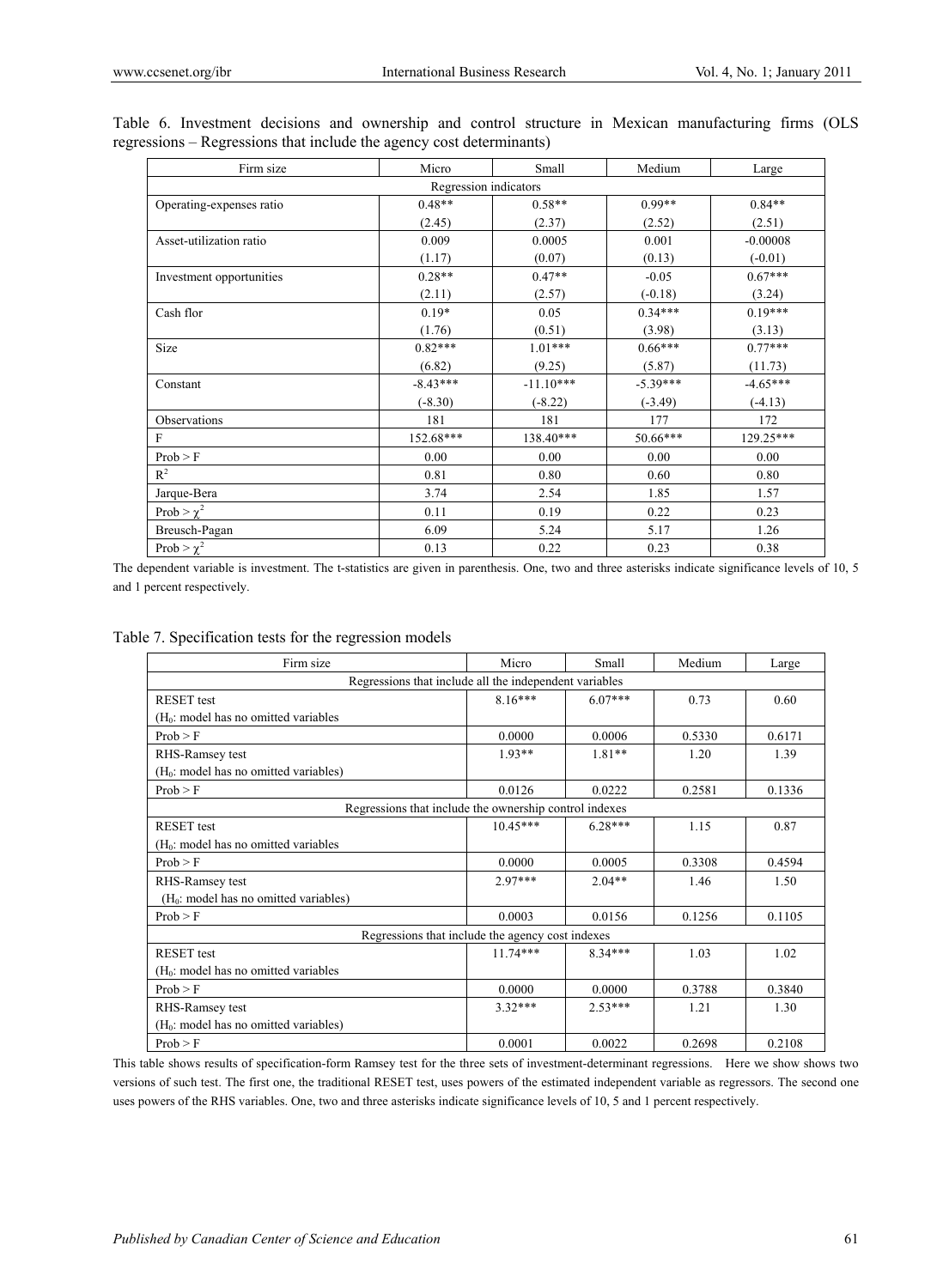Table 6. Investment decisions and ownership and control structure in Mexican manufacturing firms (OLS regressions – Regressions that include the agency cost determinants)

| Firm size | Micro | Small | Medium | Large |
|---|---|---|---|---|
| Regression indicators | | | | |
| Operating-expenses ratio | 0.48** | 0.58** | 0.99** | 0.84** |
| | (2.45) | (2.37) | (2.52) | (2.51) |
| Asset-utilization ratio | 0.009 | 0.0005 | 0.001 | -0.00008 |
| | (1.17) | (0.07) | (0.13) | (-0.01) |
| Investment opportunities | 0.28** | 0.47** | -0.05 | 0.67*** |
| | (2.11) | (2.57) | (-0.18) | (3.24) |
| Cash flor | 0.19* | 0.05 | 0.34*** | 0.19*** |
| | (1.76) | (0.51) | (3.98) | (3.13) |
| Size | 0.82*** | 1.01*** | 0.66*** | 0.77*** |
| | (6.82) | (9.25) | (5.87) | (11.73) |
| Constant | -8.43*** | -11.10*** | -5.39*** | -4.65*** |
| | (-8.30) | (-8.22) | (-3.49) | (-4.13) |
| Observations | 181 | 181 | 177 | 172 |
| F | 152.68*** | 138.40*** | 50.66*** | 129.25*** |
| Prob > F | 0.00 | 0.00 | 0.00 | 0.00 |
| $R^2$ | 0.81 | 0.80 | 0.60 | 0.80 |
| Jarque-Bera | 3.74 | 2.54 | 1.85 | 1.57 |
| Prob > $\chi^2$ | 0.11 | 0.19 | 0.22 | 0.23 |
| Breusch-Pagan | 6.09 | 5.24 | 5.17 | 1.26 |
| Prob > $\chi^2$ | 0.13 | 0.22 | 0.23 | 0.38 |

The dependent variable is investment. The t-statistics are given in parenthesis. One, two and three asterisks indicate significance levels of 10, 5 and 1 percent respectively.

Table 7. Specification tests for the regression models

| Firm size | Micro | Small | Medium | Large |
|---|---|---|---|---|
| Regressions that include all the independent variables | | | | |
| RESET test<br>($H_0$: model has no omitted variables | 8.16*** | 6.07*** | 0.73 | 0.60 |
| Prob > F | 0.0000 | 0.0006 | 0.5330 | 0.6171 |
| RHS-Ramsey test<br>($H_0$: model has no omitted variables) | 1.93** | 1.81** | 1.20 | 1.39 |
| Prob > F | 0.0126 | 0.0222 | 0.2581 | 0.1336 |
| Regressions that include the ownership control indexes | | | | |
| RESET test<br>($H_0$: model has no omitted variables | 10.45*** | 6.28*** | 1.15 | 0.87 |
| Prob > F | 0.0000 | 0.0005 | 0.3308 | 0.4594 |
| RHS-Ramsey test<br>($H_0$: model has no omitted variables) | 2.97*** | 2.04** | 1.46 | 1.50 |
| Prob > F | 0.0003 | 0.0156 | 0.1256 | 0.1105 |
| Regressions that include the agency cost indexes | | | | |
| RESET test<br>($H_0$: model has no omitted variables | 11.74*** | 8.34*** | 1.03 | 1.02 |
| Prob > F | 0.0000 | 0.0000 | 0.3788 | 0.3840 |
| RHS-Ramsey test<br>($H_0$: model has no omitted variables) | 3.32*** | 2.53*** | 1.21 | 1.30 |
| Prob > F | 0.0001 | 0.0022 | 0.2698 | 0.2108 |

This table shows results of specification-form Ramsey test for the three sets of investment-determinant regressions. Here we show shows two versions of such test. The first one, the traditional RESET test, uses powers of the estimated independent variable as regressors. The second one uses powers of the RHS variables. One, two and three asterisks indicate significance levels of 10, 5 and 1 percent respectively.